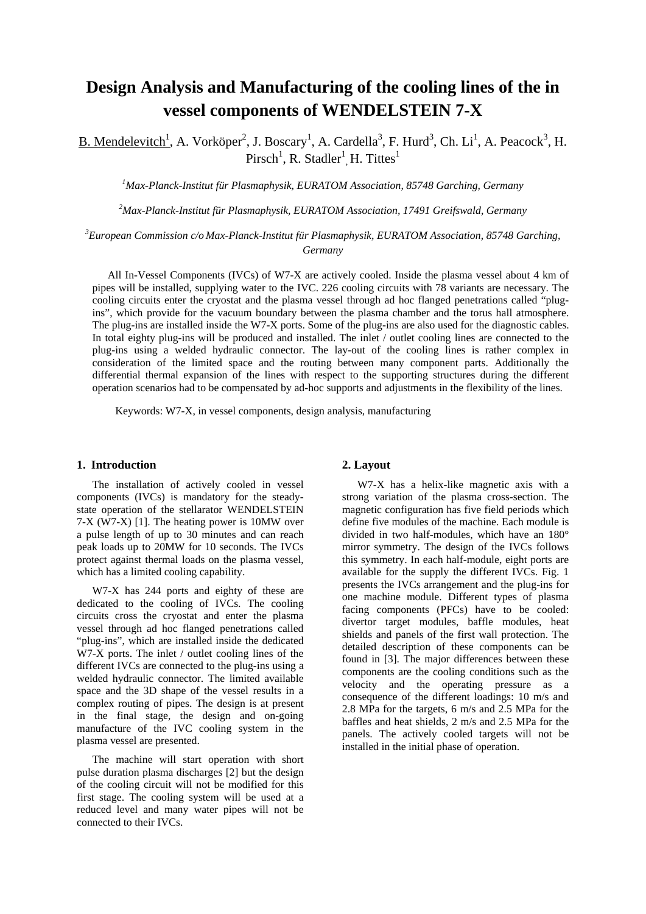# Design Analysis and Manufacturing of the cooling lines of the in vessel components of WENDELSTEIN 7-X

B. Mendelevitch[1], A. Vorköper[2], J. Boscary[1], A. Cardella[3], F. Hurd[3], Ch. Li[1], A. Peacock[3], H. Pirsch[1], R. Stadler[1], H. Tittes[1]

*[1]Max-Planck-Institut für Plasmaphysik, EURATOM Association, 85748 Garching, Germany*

*[2]Max-Planck-Institut für Plasmaphysik, EURATOM Association, 17491 Greifswald, Germany*

*[3]European Commission c/o Max-Planck-Institut für Plasmaphysik, EURATOM Association, 85748 Garching, Germany*

All In-Vessel Components (IVCs) of W7-X are actively cooled. Inside the plasma vessel about 4 km of pipes will be installed, supplying water to the IVC. 226 cooling circuits with 78 variants are necessary. The cooling circuits enter the cryostat and the plasma vessel through ad hoc flanged penetrations called "plug-ins", which provide for the vacuum boundary between the plasma chamber and the torus hall atmosphere. The plug-ins are installed inside the W7-X ports. Some of the plug-ins are also used for the diagnostic cables. In total eighty plug-ins will be produced and installed. The inlet / outlet cooling lines are connected to the plug-ins using a welded hydraulic connector. The lay-out of the cooling lines is rather complex in consideration of the limited space and the routing between many component parts. Additionally the differential thermal expansion of the lines with respect to the supporting structures during the different operation scenarios had to be compensated by ad-hoc supports and adjustments in the flexibility of the lines.

Keywords: W7-X, in vessel components, design analysis, manufacturing

## 1. Introduction

The installation of actively cooled in vessel components (IVCs) is mandatory for the steady-state operation of the stellarator WENDELSTEIN 7-X (W7-X) [1]. The heating power is 10MW over a pulse length of up to 30 minutes and can reach peak loads up to 20MW for 10 seconds. The IVCs protect against thermal loads on the plasma vessel, which has a limited cooling capability.

W7-X has 244 ports and eighty of these are dedicated to the cooling of IVCs. The cooling circuits cross the cryostat and enter the plasma vessel through ad hoc flanged penetrations called "plug-ins", which are installed inside the dedicated W7-X ports. The inlet / outlet cooling lines of the different IVCs are connected to the plug-ins using a welded hydraulic connector. The limited available space and the 3D shape of the vessel results in a complex routing of pipes. The design is at present in the final stage, the design and on-going manufacture of the IVC cooling system in the plasma vessel are presented.

The machine will start operation with short pulse duration plasma discharges [2] but the design of the cooling circuit will not be modified for this first stage. The cooling system will be used at a reduced level and many water pipes will not be connected to their IVCs.

## 2. Layout

W7-X has a helix-like magnetic axis with a strong variation of the plasma cross-section. The magnetic configuration has five field periods which define five modules of the machine. Each module is divided in two half-modules, which have an 180° mirror symmetry. The design of the IVCs follows this symmetry. In each half-module, eight ports are available for the supply the different IVCs. Fig. 1 presents the IVCs arrangement and the plug-ins for one machine module. Different types of plasma facing components (PFCs) have to be cooled: divertor target modules, baffle modules, heat shields and panels of the first wall protection. The detailed description of these components can be found in [3]. The major differences between these components are the cooling conditions such as the velocity and the operating pressure as a consequence of the different loadings: 10 m/s and 2.8 MPa for the targets, 6 m/s and 2.5 MPa for the baffles and heat shields, 2 m/s and 2.5 MPa for the panels. The actively cooled targets will not be installed in the initial phase of operation.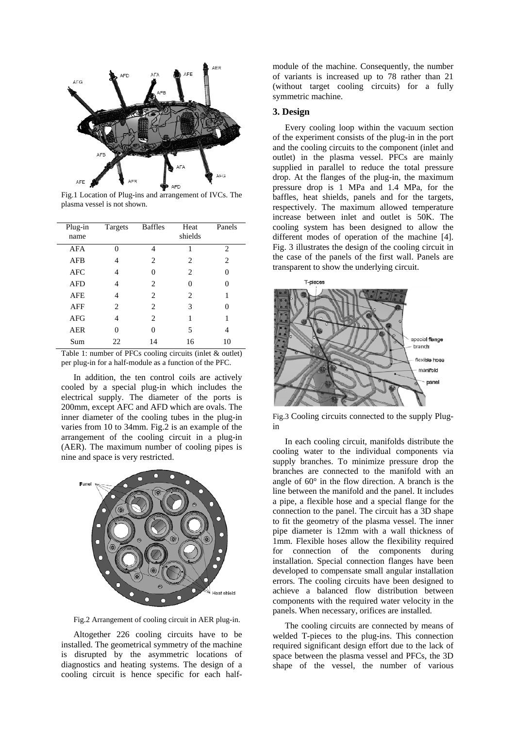Fig.1 Location of Plug-ins and arrangement of IVCs. The plasma vessel is not shown.

| Plug-in name | Targets | Baffles | Heat shields | Panels |
|---|---|---|---|---|
| AFA | 0 | 4 | 1 | 2 |
| AFB | 4 | 2 | 2 | 2 |
| AFC | 4 | 0 | 2 | 0 |
| AFD | 4 | 2 | 0 | 0 |
| AFE | 4 | 2 | 2 | 1 |
| AFF | 2 | 2 | 3 | 0 |
| AFG | 4 | 2 | 1 | 1 |
| AER | 0 | 0 | 5 | 4 |
| Sum | 22 | 14 | 16 | 10 |

Table 1: number of PFCs cooling circuits (inlet & outlet) per plug-in for a half-module as a function of the PFC.

In addition, the ten control coils are actively cooled by a special plug-in which includes the electrical supply. The diameter of the ports is 200mm, except AFC and AFD which are ovals. The inner diameter of the cooling tubes in the plug-in varies from 10 to 34mm. Fig.2 is an example of the arrangement of the cooling circuit in a plug-in (AER). The maximum number of cooling pipes is nine and space is very restricted.

Fig.2 Arrangement of cooling circuit in AER plug-in.

Altogether 226 cooling circuits have to be installed. The geometrical symmetry of the machine is disrupted by the asymmetric locations of diagnostics and heating systems. The design of a cooling circuit is hence specific for each half-module of the machine. Consequently, the number of variants is increased up to 78 rather than 21 (without target cooling circuits) for a fully symmetric machine.

### 3. Design

Every cooling loop within the vacuum section of the experiment consists of the plug-in in the port and the cooling circuits to the component (inlet and outlet) in the plasma vessel. PFCs are mainly supplied in parallel to reduce the total pressure drop. At the flanges of the plug-in, the maximum pressure drop is 1 MPa and 1.4 MPa, for the baffles, heat shields, panels and for the targets, respectively. The maximum allowed temperature increase between inlet and outlet is 50K. The cooling system has been designed to allow the different modes of operation of the machine [4]. Fig. 3 illustrates the design of the cooling circuit in the case of the panels of the first wall. Panels are transparent to show the underlying circuit.

Fig.3 Cooling circuits connected to the supply Plug-in

In each cooling circuit, manifolds distribute the cooling water to the individual components via supply branches. To minimize pressure drop the branches are connected to the manifold with an angle of 60° in the flow direction. A branch is the line between the manifold and the panel. It includes a pipe, a flexible hose and a special flange for the connection to the panel. The circuit has a 3D shape to fit the geometry of the plasma vessel. The inner pipe diameter is 12mm with a wall thickness of 1mm. Flexible hoses allow the flexibility required for connection of the components during installation. Special connection flanges have been developed to compensate small angular installation errors. The cooling circuits have been designed to achieve a balanced flow distribution between components with the required water velocity in the panels. When necessary, orifices are installed.

The cooling circuits are connected by means of welded T-pieces to the plug-ins. This connection required significant design effort due to the lack of space between the plasma vessel and PFCs, the 3D shape of the vessel, the number of various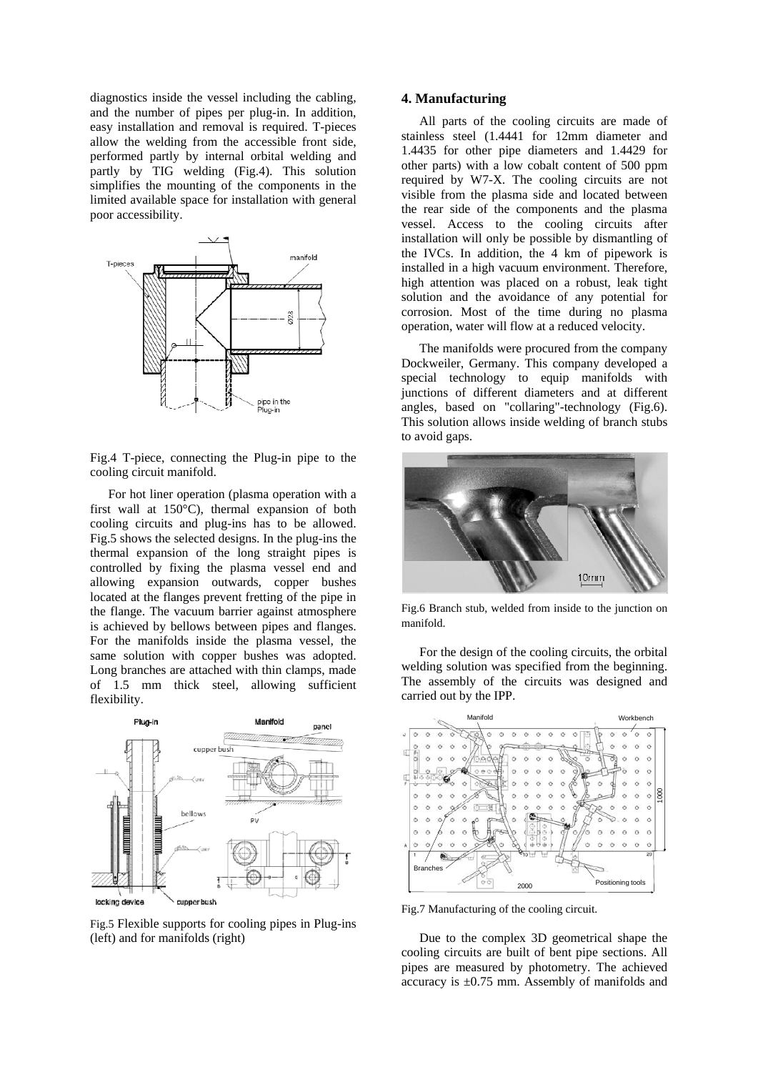diagnostics inside the vessel including the cabling, and the number of pipes per plug-in. In addition, easy installation and removal is required. T-pieces allow the welding from the accessible front side, performed partly by internal orbital welding and partly by TIG welding (Fig.4). This solution simplifies the mounting of the components in the limited available space for installation with general poor accessibility.

Fig.4 T-piece, connecting the Plug-in pipe to the cooling circuit manifold.

For hot liner operation (plasma operation with a first wall at 150°C), thermal expansion of both cooling circuits and plug-ins has to be allowed. Fig.5 shows the selected designs. In the plug-ins the thermal expansion of the long straight pipes is controlled by fixing the plasma vessel end and allowing expansion outwards, copper bushes located at the flanges prevent fretting of the pipe in the flange. The vacuum barrier against atmosphere is achieved by bellows between pipes and flanges. For the manifolds inside the plasma vessel, the same solution with copper bushes was adopted. Long branches are attached with thin clamps, made of 1.5 mm thick steel, allowing sufficient flexibility.

Fig.5 Flexible supports for cooling pipes in Plug-ins (left) and for manifolds (right)

## 4. Manufacturing

All parts of the cooling circuits are made of stainless steel (1.4441 for 12mm diameter and 1.4435 for other pipe diameters and 1.4429 for other parts) with a low cobalt content of 500 ppm required by W7-X. The cooling circuits are not visible from the plasma side and located between the rear side of the components and the plasma vessel. Access to the cooling circuits after installation will only be possible by dismantling of the IVCs. In addition, the 4 km of pipework is installed in a high vacuum environment. Therefore, high attention was placed on a robust, leak tight solution and the avoidance of any potential for corrosion. Most of the time during no plasma operation, water will flow at a reduced velocity.

The manifolds were procured from the company Dockweiler, Germany. This company developed a special technology to equip manifolds with junctions of different diameters and at different angles, based on "collaring"-technology (Fig.6). This solution allows inside welding of branch stubs to avoid gaps.

Fig.6 Branch stub, welded from inside to the junction on manifold.

For the design of the cooling circuits, the orbital welding solution was specified from the beginning. The assembly of the circuits was designed and carried out by the IPP.

Fig.7 Manufacturing of the cooling circuit.

Due to the complex 3D geometrical shape the cooling circuits are built of bent pipe sections. All pipes are measured by photometry. The achieved accuracy is ±0.75 mm. Assembly of manifolds and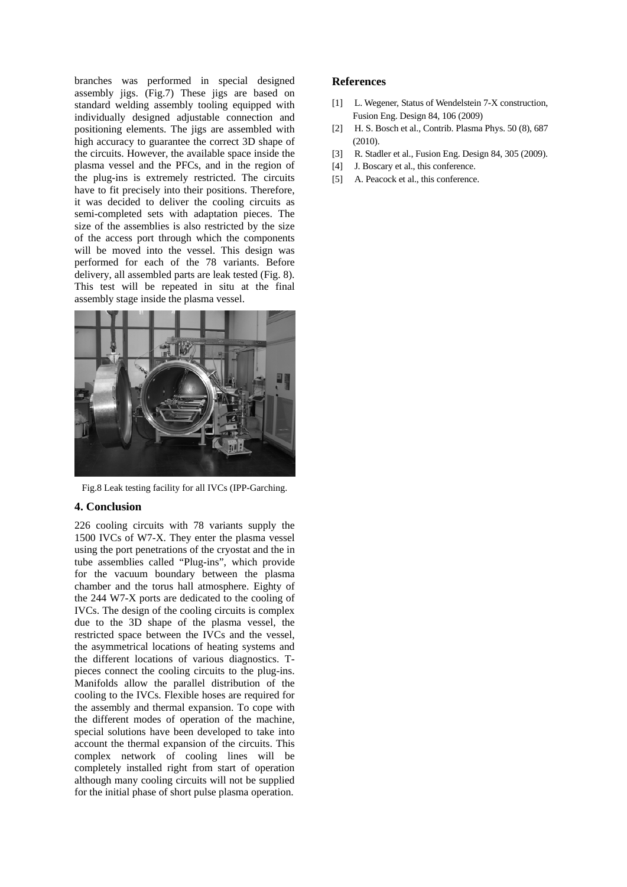branches was performed in special designed assembly jigs. (Fig.7) These jigs are based on standard welding assembly tooling equipped with individually designed adjustable connection and positioning elements. The jigs are assembled with high accuracy to guarantee the correct 3D shape of the circuits. However, the available space inside the plasma vessel and the PFCs, and in the region of the plug-ins is extremely restricted. The circuits have to fit precisely into their positions. Therefore, it was decided to deliver the cooling circuits as semi-completed sets with adaptation pieces. The size of the assemblies is also restricted by the size of the access port through which the components will be moved into the vessel. This design was performed for each of the 78 variants. Before delivery, all assembled parts are leak tested (Fig. 8). This test will be repeated in situ at the final assembly stage inside the plasma vessel.

Fig.8 Leak testing facility for all IVCs (IPP-Garching.

## 4. Conclusion

226 cooling circuits with 78 variants supply the 1500 IVCs of W7-X. They enter the plasma vessel using the port penetrations of the cryostat and the in tube assemblies called “Plug-ins”, which provide for the vacuum boundary between the plasma chamber and the torus hall atmosphere. Eighty of the 244 W7-X ports are dedicated to the cooling of IVCs. The design of the cooling circuits is complex due to the 3D shape of the plasma vessel, the restricted space between the IVCs and the vessel, the asymmetrical locations of heating systems and the different locations of various diagnostics. T-pieces connect the cooling circuits to the plug-ins. Manifolds allow the parallel distribution of the cooling to the IVCs. Flexible hoses are required for the assembly and thermal expansion. To cope with the different modes of operation of the machine, special solutions have been developed to take into account the thermal expansion of the circuits. This complex network of cooling lines will be completely installed right from start of operation although many cooling circuits will not be supplied for the initial phase of short pulse plasma operation.

## References

[1] L. Wegener, Status of Wendelstein 7-X construction, Fusion Eng. Design 84, 106 (2009)

[2] H. S. Bosch et al., Contrib. Plasma Phys. 50 (8), 687 (2010).

[3] R. Stadler et al., Fusion Eng. Design 84, 305 (2009).

[4] J. Boscary et al., this conference.

[5] A. Peacock et al., this conference.